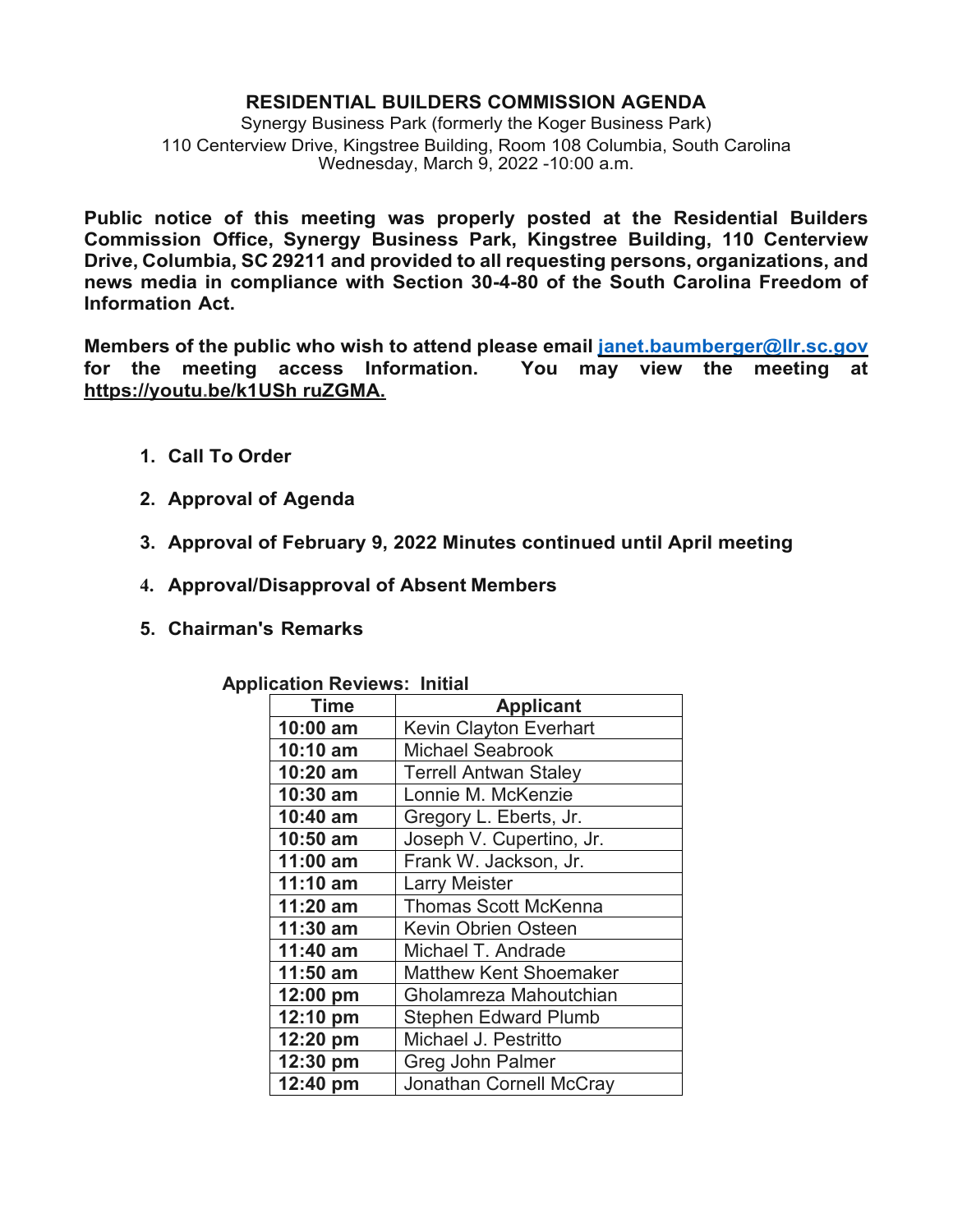# RESIDENTIAL BUILDERS COMMISSION AGENDA

Synergy Business Park (formerly the Koger Business Park)
110 Centerview Drive, Kingstree Building, Room 108 Columbia, South Carolina
Wednesday, March 9, 2022 -10:00 a.m.

**Public notice of this meeting was properly posted at the Residential Builders Commission Office, Synergy Business Park, Kingstree Building, 110 Centerview Drive, Columbia, SC 29211 and provided to all requesting persons, organizations, and news media in compliance with Section 30-4-80 of the South Carolina Freedom of Information Act.**

**Members of the public who wish to attend please email janet.baumberger@llr.sc.gov for the meeting access Information. You may view the meeting at https://youtu.be/k1USh ruZGMA.**

1. **Call To Order**
2. **Approval of Agenda**
3. **Approval of February 9, 2022 Minutes continued until April meeting**
4. **Approval/Disapproval of Absent Members**
5. **Chairman's Remarks**

**Application Reviews: Initial**

| Time | Applicant |
|---|---|
| 10:00 am | Kevin Clayton Everhart |
| 10:10 am | Michael Seabrook |
| 10:20 am | Terrell Antwan Staley |
| 10:30 am | Lonnie M. McKenzie |
| 10:40 am | Gregory L. Eberts, Jr. |
| 10:50 am | Joseph V. Cupertino, Jr. |
| 11:00 am | Frank W. Jackson, Jr. |
| 11:10 am | Larry Meister |
| 11:20 am | Thomas Scott McKenna |
| 11:30 am | Kevin Obrien Osteen |
| 11:40 am | Michael T. Andrade |
| 11:50 am | Matthew Kent Shoemaker |
| 12:00 pm | Gholamreza Mahoutchian |
| 12:10 pm | Stephen Edward Plumb |
| 12:20 pm | Michael J. Pestritto |
| 12:30 pm | Greg John Palmer |
| 12:40 pm | Jonathan Cornell McCray |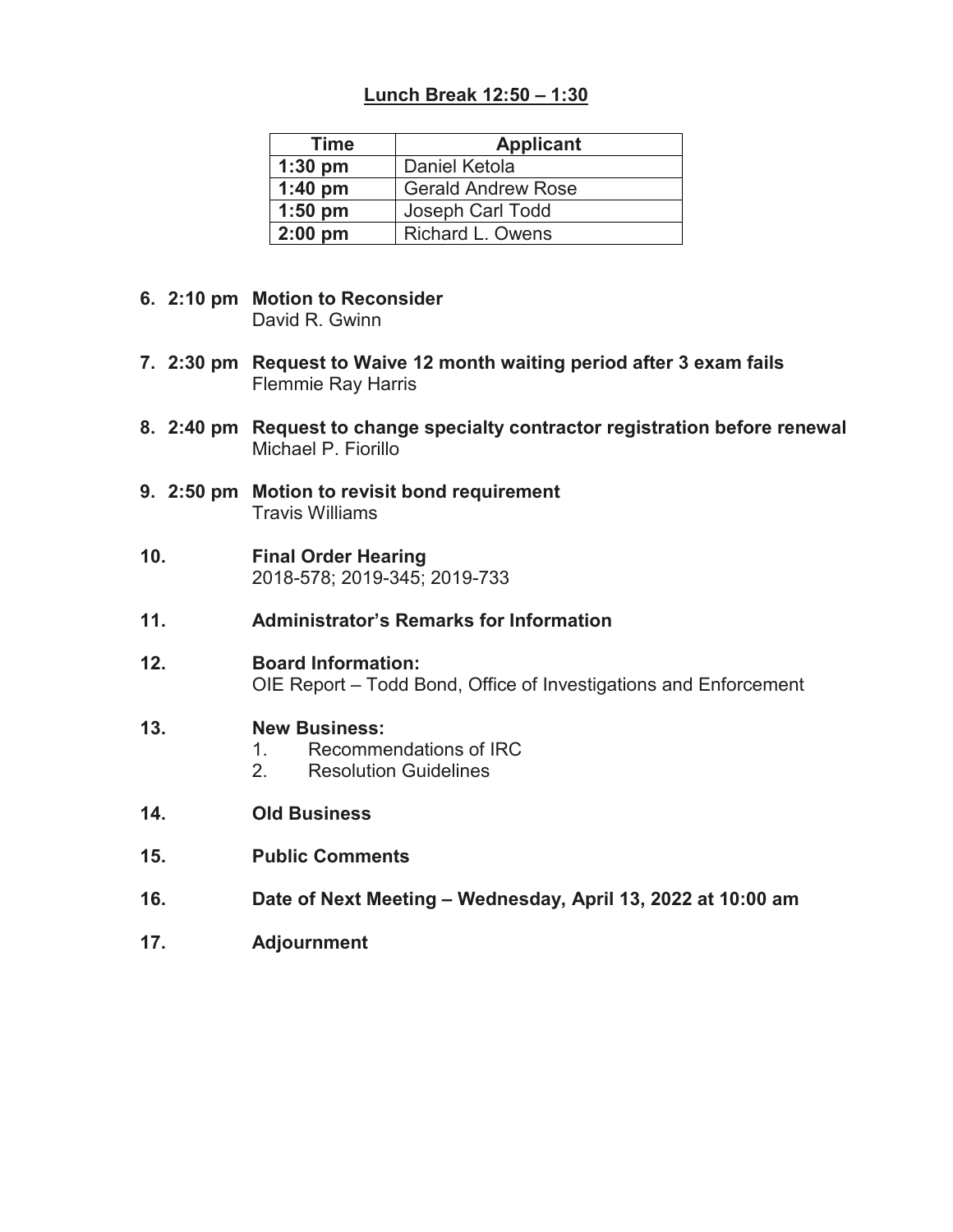**Lunch Break 12:50 – 1:30**

| Time | Applicant |
| --- | --- |
| **1:30 pm** | Daniel Ketola |
| **1:40 pm** | Gerald Andrew Rose |
| **1:50 pm** | Joseph Carl Todd |
| **2:00 pm** | Richard L. Owens |

**6. 2:10 pm Motion to Reconsider**
David R. Gwinn

**7. 2:30 pm Request to Waive 12 month waiting period after 3 exam fails**
Flemmie Ray Harris

**8. 2:40 pm Request to change specialty contractor registration before renewal**
Michael P. Fiorillo

**9. 2:50 pm Motion to revisit bond requirement**
Travis Williams

**10. Final Order Hearing**
2018-578; 2019-345; 2019-733

**11. Administrator's Remarks for Information**

**12. Board Information:**
OIE Report – Todd Bond, Office of Investigations and Enforcement

**13. New Business:**
1. Recommendations of IRC
2. Resolution Guidelines

**14. Old Business**

**15. Public Comments**

**16. Date of Next Meeting – Wednesday, April 13, 2022 at 10:00 am**

**17. Adjournment**